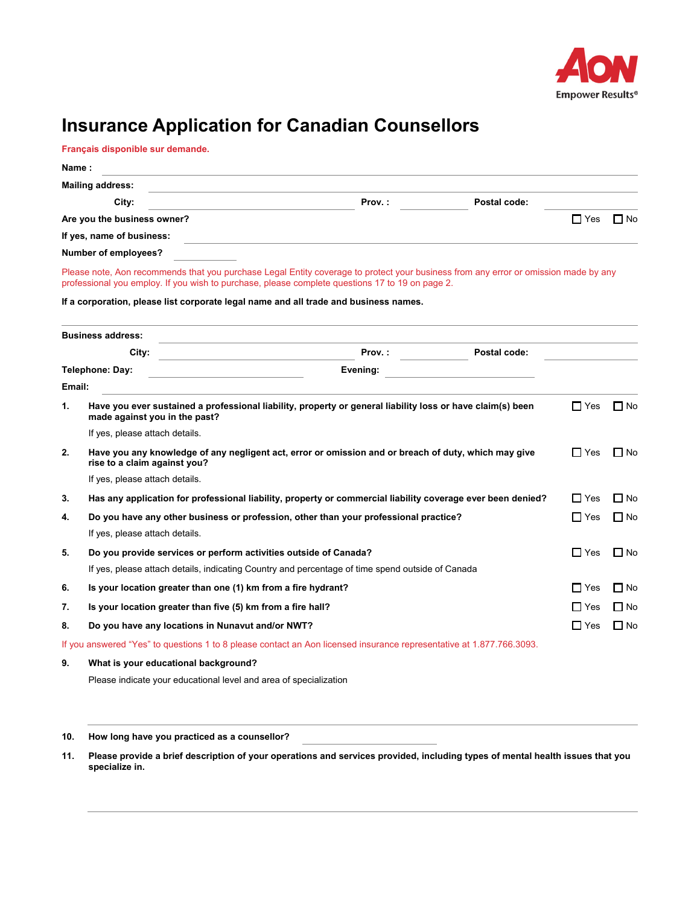Aon
Empower Results®

# Insurance Application for Canadian Counsellors

Français disponible sur demande.

**Name :** ______________________________

**Mailing address:** ______________________________

**City:** ______________ **Prov. :** ______ **Postal code:** ______

**Are you the business owner?** ☐ Yes ☐ No

**If yes, name of business:** ______________________________

**Number of employees?** ______

Please note, Aon recommends that you purchase Legal Entity coverage to protect your business from any error or omission made by any professional you employ. If you wish to purchase, please complete questions 17 to 19 on page 2.

**If a corporation, please list corporate legal name and all trade and business names.**

______________________________

**Business address:** ______________________________

**City:** ______________ **Prov. :** ______ **Postal code:** ______

**Telephone: Day:** ______________ **Evening:** ______________

**Email:** ______________________________

1. **Have you ever sustained a professional liability, property or general liability loss or have claim(s) been made against you in the past?** ☐ Yes ☐ No

   If yes, please attach details.

2. **Have you any knowledge of any negligent act, error or omission and or breach of duty, which may give rise to a claim against you?** ☐ Yes ☐ No

   If yes, please attach details.

3. **Has any application for professional liability, property or commercial liability coverage ever been denied?** ☐ Yes ☐ No

4. **Do you have any other business or profession, other than your professional practice?** ☐ Yes ☐ No

   If yes, please attach details.

5. **Do you provide services or perform activities outside of Canada?** ☐ Yes ☐ No

   If yes, please attach details, indicating Country and percentage of time spend outside of Canada

6. **Is your location greater than one (1) km from a fire hydrant?** ☐ Yes ☐ No

7. **Is your location greater than five (5) km from a fire hall?** ☐ Yes ☐ No

8. **Do you have any locations in Nunavut and/or NWT?** ☐ Yes ☐ No

If you answered "Yes" to questions 1 to 8 please contact an Aon licensed insurance representative at 1.877.766.3093.

9. **What is your educational background?**

   Please indicate your educational level and area of specialization

   ______________________________

10. **How long have you practiced as a counsellor?** ______________

11. **Please provide a brief description of your operations and services provided, including types of mental health issues that you specialize in.**

    ______________________________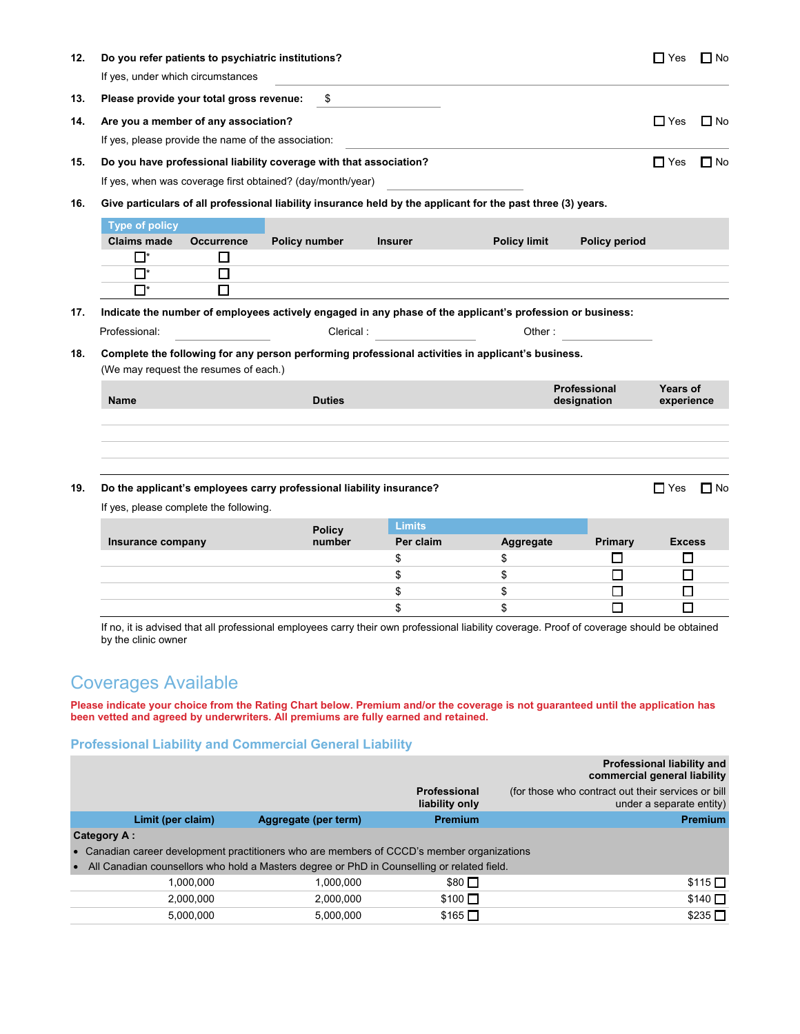**12. Do you refer patients to psychiatric institutions?** ☐ Yes ☐ No

If yes, under which circumstances ____________________

**13. Please provide your total gross revenue:** $ ____________________

**14. Are you a member of any association?** ☐ Yes ☐ No

If yes, please provide the name of the association: ____________________

**15. Do you have professional liability coverage with that association?** ☐ Yes ☐ No

If yes, when was coverage first obtained? (day/month/year) ____________________

**16. Give particulars of all professional liability insurance held by the applicant for the past three (3) years.**

| Type of policy | | | | | |
|---|---|---|---|---|---|
| **Claims made** | **Occurrence** | **Policy number** | **Insurer** | **Policy limit** | **Policy period** |
| ☐* | ☐ | | | | |
| ☐* | ☐ | | | | |
| ☐* | ☐ | | | | |

**17. Indicate the number of employees actively engaged in any phase of the applicant's profession or business:**

Professional: __________ Clerical : __________ Other : __________

**18. Complete the following for any person performing professional activities in applicant's business.**

(We may request the resumes of each.)

| Name | Duties | Professional designation | Years of experience |
|---|---|---|---|
| | | | |
| | | | |
| | | | |
| | | | |

**19. Do the applicant's employees carry professional liability insurance?** ☐ Yes ☐ No

If yes, please complete the following.

| Insurance company | Policy number | Limits | | Primary | Excess |
|---|---|---|---|---|---|
| | | **Per claim** | **Aggregate** | | |
| | | $ | $ | ☐ | ☐ |
| | | $ | $ | ☐ | ☐ |
| | | $ | $ | ☐ | ☐ |
| | | $ | $ | ☐ | ☐ |

If no, it is advised that all professional employees carry their own professional liability coverage. Proof of coverage should be obtained by the clinic owner

# Coverages Available

**Please indicate your choice from the Rating Chart below. Premium and/or the coverage is not guaranteed until the application has been vetted and agreed by underwriters. All premiums are fully earned and retained.**

## Professional Liability and Commercial General Liability

| Limit (per claim) | Aggregate (per term) | Professional liability only Premium | Professional liability and commercial general liability (for those who contract out their services or bill under a separate entity) Premium |
|---|---|---|---|
| **Category A :** • Canadian career development practitioners who are members of CCCD's member organizations • All Canadian counsellors who hold a Masters degree or PhD in Counselling or related field. | | | |
| 1,000,000 | 1,000,000 | $80 ☐ | $115 ☐ |
| 2,000,000 | 2,000,000 | $100 ☐ | $140 ☐ |
| 5,000,000 | 5,000,000 | $165 ☐ | $235 ☐ |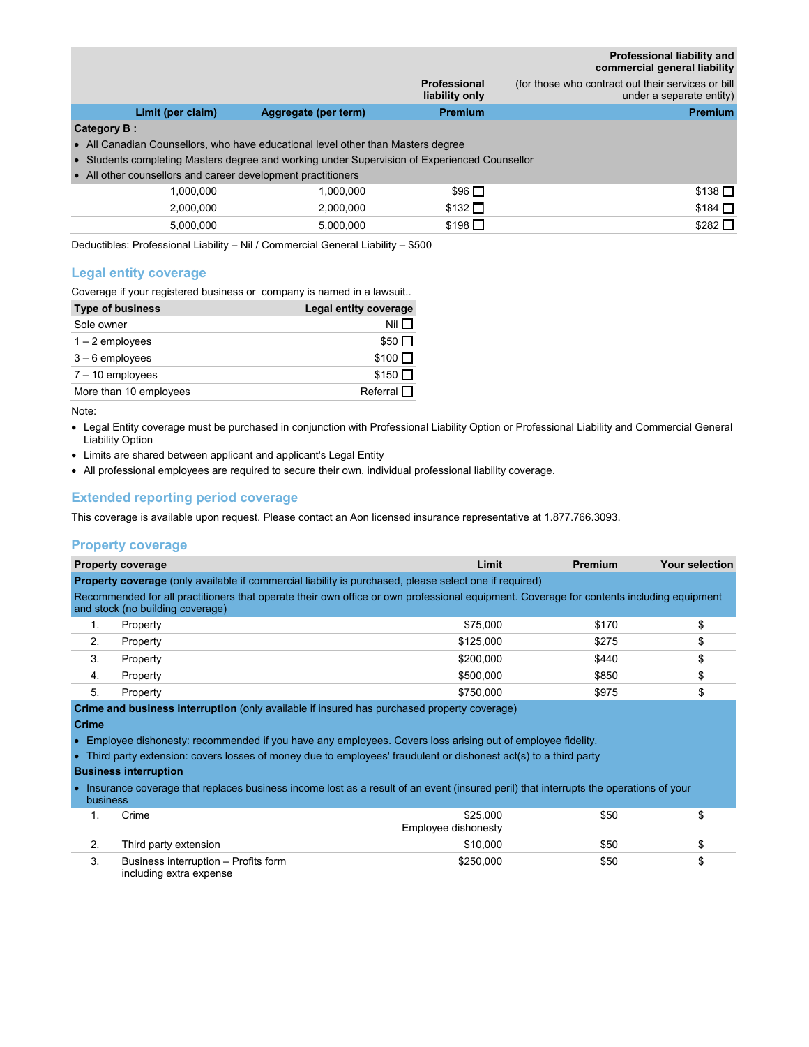| Limit (per claim) | Aggregate (per term) | Professional liability only<br>Premium | Professional liability and commercial general liability (for those who contract out their services or bill under a separate entity)<br>Premium |
|---|---|---|---|
| **Category B :**<br>• All Canadian Counsellors, who have educational level other than Masters degree<br>• Students completing Masters degree and working under Supervision of Experienced Counsellor<br>• All other counsellors and career development practitioners | | | |
| 1,000,000 | 1,000,000 | $96 ☐ | $138 ☐ |
| 2,000,000 | 2,000,000 | $132 ☐ | $184 ☐ |
| 5,000,000 | 5,000,000 | $198 ☐ | $282 ☐ |

Deductibles: Professional Liability – Nil / Commercial General Liability – $500

## Legal entity coverage

Coverage if your registered business or company is named in a lawsuit..

| Type of business | Legal entity coverage |
|---|---|
| Sole owner | Nil ☐ |
| 1 – 2 employees | $50 ☐ |
| 3 – 6 employees | $100 ☐ |
| 7 – 10 employees | $150 ☐ |
| More than 10 employees | Referral ☐ |

Note:

- Legal Entity coverage must be purchased in conjunction with Professional Liability Option or Professional Liability and Commercial General Liability Option
- Limits are shared between applicant and applicant's Legal Entity
- All professional employees are required to secure their own, individual professional liability coverage.

## Extended reporting period coverage

This coverage is available upon request. Please contact an Aon licensed insurance representative at 1.877.766.3093.

## Property coverage

| | Property coverage | Limit | Premium | Your selection |
|---|---|---|---|---|
| **Property coverage** (only available if commercial liability is purchased, please select one if required)<br>Recommended for all practitioners that operate their own office or own professional equipment. Coverage for contents including equipment and stock (no building coverage) | | | | |
| 1. | Property | $75,000 | $170 | $ |
| 2. | Property | $125,000 | $275 | $ |
| 3. | Property | $200,000 | $440 | $ |
| 4. | Property | $500,000 | $850 | $ |
| 5. | Property | $750,000 | $975 | $ |
| **Crime and business interruption** (only available if insured has purchased property coverage)<br>**Crime**<br>• Employee dishonesty: recommended if you have any employees. Covers loss arising out of employee fidelity.<br>• Third party extension: covers losses of money due to employees' fraudulent or dishonest act(s) to a third party<br>**Business interruption**<br>• Insurance coverage that replaces business income lost as a result of an event (insured peril) that interrupts the operations of your business | | | | |
| 1. | Crime | $25,000 Employee dishonesty | $50 | $ |
| 2. | Third party extension | $10,000 | $50 | $ |
| 3. | Business interruption – Profits form including extra expense | $250,000 | $50 | $ |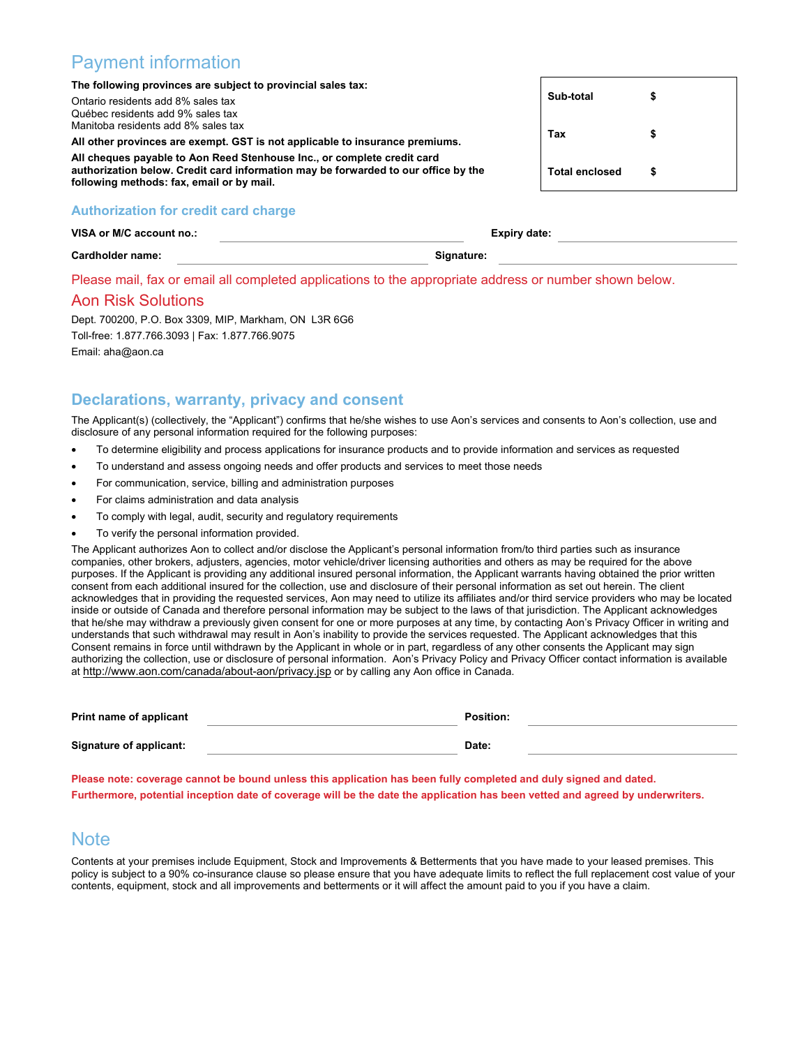## Payment information

**The following provinces are subject to provincial sales tax:**

Ontario residents add 8% sales tax
Québec residents add 9% sales tax
Manitoba residents add 8% sales tax

**All other provinces are exempt. GST is not applicable to insurance premiums.**

**All cheques payable to Aon Reed Stenhouse Inc., or complete credit card authorization below. Credit card information may be forwarded to our office by the following methods: fax, email or by mail.**

| | |
|---|---|
| **Sub-total** | $ |
| **Tax** | $ |
| **Total enclosed** | $ |

### Authorization for credit card charge

**VISA or M/C account no.:** ______________________ **Expiry date:** ______________________

**Cardholder name:** ______________________ **Signature:** ______________________

Please mail, fax or email all completed applications to the appropriate address or number shown below.

Aon Risk Solutions

Dept. 700200, P.O. Box 3309, MIP, Markham, ON L3R 6G6

Toll-free: 1.877.766.3093 | Fax: 1.877.766.9075

Email: aha@aon.ca

## Declarations, warranty, privacy and consent

The Applicant(s) (collectively, the "Applicant") confirms that he/she wishes to use Aon's services and consents to Aon's collection, use and disclosure of any personal information required for the following purposes:

- To determine eligibility and process applications for insurance products and to provide information and services as requested
- To understand and assess ongoing needs and offer products and services to meet those needs
- For communication, service, billing and administration purposes
- For claims administration and data analysis
- To comply with legal, audit, security and regulatory requirements
- To verify the personal information provided.

The Applicant authorizes Aon to collect and/or disclose the Applicant's personal information from/to third parties such as insurance companies, other brokers, adjusters, agencies, motor vehicle/driver licensing authorities and others as may be required for the above purposes. If the Applicant is providing any additional insured personal information, the Applicant warrants having obtained the prior written consent from each additional insured for the collection, use and disclosure of their personal information as set out herein. The client acknowledges that in providing the requested services, Aon may need to utilize its affiliates and/or third service providers who may be located inside or outside of Canada and therefore personal information may be subject to the laws of that jurisdiction. The Applicant acknowledges that he/she may withdraw a previously given consent for one or more purposes at any time, by contacting Aon's Privacy Officer in writing and understands that such withdrawal may result in Aon's inability to provide the services requested. The Applicant acknowledges that this Consent remains in force until withdrawn by the Applicant in whole or in part, regardless of any other consents the Applicant may sign authorizing the collection, use or disclosure of personal information. Aon's Privacy Policy and Privacy Officer contact information is available at http://www.aon.com/canada/about-aon/privacy.jsp or by calling any Aon office in Canada.

**Print name of applicant** ______________________ **Position:** ______________________

**Signature of applicant:** ______________________ **Date:** ______________________

**Please note: coverage cannot be bound unless this application has been fully completed and duly signed and dated.**
**Furthermore, potential inception date of coverage will be the date the application has been vetted and agreed by underwriters.**

## Note

Contents at your premises include Equipment, Stock and Improvements & Betterments that you have made to your leased premises. This policy is subject to a 90% co-insurance clause so please ensure that you have adequate limits to reflect the full replacement cost value of your contents, equipment, stock and all improvements and betterments or it will affect the amount paid to you if you have a claim.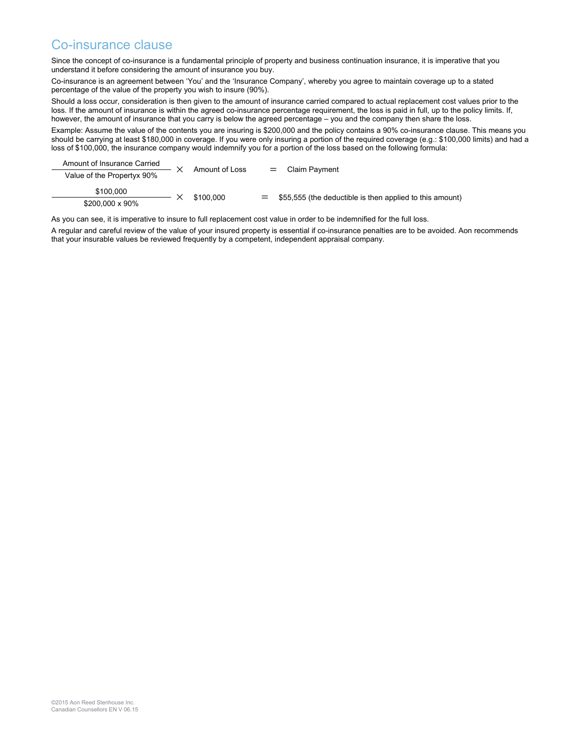## Co-insurance clause

Since the concept of co-insurance is a fundamental principle of property and business continuation insurance, it is imperative that you understand it before considering the amount of insurance you buy.

Co-insurance is an agreement between 'You' and the 'Insurance Company', whereby you agree to maintain coverage up to a stated percentage of the value of the property you wish to insure (90%).

Should a loss occur, consideration is then given to the amount of insurance carried compared to actual replacement cost values prior to the loss. If the amount of insurance is within the agreed co-insurance percentage requirement, the loss is paid in full, up to the policy limits. If, however, the amount of insurance that you carry is below the agreed percentage – you and the company then share the loss.

Example: Assume the value of the contents you are insuring is $200,000 and the policy contains a 90% co-insurance clause. This means you should be carrying at least $180,000 in coverage. If you were only insuring a portion of the required coverage (e.g.: $100,000 limits) and had a loss of $100,000, the insurance company would indemnify you for a portion of the loss based on the following formula:

$$\frac{\text{Amount of Insurance Carried}}{\text{Value of the Propertyx 90\%}} \times \text{Amount of Loss} = \text{Claim Payment}$$

$$\frac{\$100{,}000}{\$200{,}000 \text{ x } 90\%} \times \$100{,}000 = \$55{,}555 \text{ (the deductible is then applied to this amount)}$$

As you can see, it is imperative to insure to full replacement cost value in order to be indemnified for the full loss.

A regular and careful review of the value of your insured property is essential if co-insurance penalties are to be avoided. Aon recommends that your insurable values be reviewed frequently by a competent, independent appraisal company.